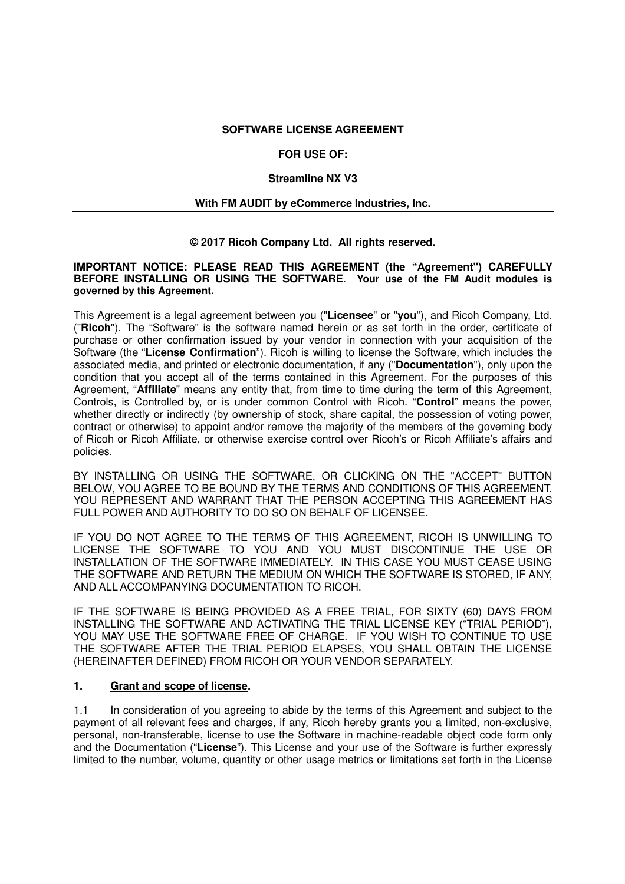**SOFTWARE LICENSE AGREEMENT**

**FOR USE OF:**

**Streamline NX V3**

**With FM AUDIT by eCommerce Industries, Inc.**

---

**© 2017 Ricoh Company Ltd. All rights reserved.**

**IMPORTANT NOTICE: PLEASE READ THIS AGREEMENT (the "Agreement") CAREFULLY BEFORE INSTALLING OR USING THE SOFTWARE. Your use of the FM Audit modules is governed by this Agreement.**

This Agreement is a legal agreement between you ("**Licensee**" or "**you**"), and Ricoh Company, Ltd. ("**Ricoh**"). The "Software" is the software named herein or as set forth in the order, certificate of purchase or other confirmation issued by your vendor in connection with your acquisition of the Software (the "**License Confirmation**"). Ricoh is willing to license the Software, which includes the associated media, and printed or electronic documentation, if any ("**Documentation**"), only upon the condition that you accept all of the terms contained in this Agreement. For the purposes of this Agreement, "**Affiliate**" means any entity that, from time to time during the term of this Agreement, Controls, is Controlled by, or is under common Control with Ricoh. "**Control**" means the power, whether directly or indirectly (by ownership of stock, share capital, the possession of voting power, contract or otherwise) to appoint and/or remove the majority of the members of the governing body of Ricoh or Ricoh Affiliate, or otherwise exercise control over Ricoh's or Ricoh Affiliate's affairs and policies.

BY INSTALLING OR USING THE SOFTWARE, OR CLICKING ON THE "ACCEPT" BUTTON BELOW, YOU AGREE TO BE BOUND BY THE TERMS AND CONDITIONS OF THIS AGREEMENT. YOU REPRESENT AND WARRANT THAT THE PERSON ACCEPTING THIS AGREEMENT HAS FULL POWER AND AUTHORITY TO DO SO ON BEHALF OF LICENSEE.

IF YOU DO NOT AGREE TO THE TERMS OF THIS AGREEMENT, RICOH IS UNWILLING TO LICENSE THE SOFTWARE TO YOU AND YOU MUST DISCONTINUE THE USE OR INSTALLATION OF THE SOFTWARE IMMEDIATELY. IN THIS CASE YOU MUST CEASE USING THE SOFTWARE AND RETURN THE MEDIUM ON WHICH THE SOFTWARE IS STORED, IF ANY, AND ALL ACCOMPANYING DOCUMENTATION TO RICOH.

IF THE SOFTWARE IS BEING PROVIDED AS A FREE TRIAL, FOR SIXTY (60) DAYS FROM INSTALLING THE SOFTWARE AND ACTIVATING THE TRIAL LICENSE KEY ("TRIAL PERIOD"), YOU MAY USE THE SOFTWARE FREE OF CHARGE. IF YOU WISH TO CONTINUE TO USE THE SOFTWARE AFTER THE TRIAL PERIOD ELAPSES, YOU SHALL OBTAIN THE LICENSE (HEREINAFTER DEFINED) FROM RICOH OR YOUR VENDOR SEPARATELY.

## 1. Grant and scope of license.

1.1 In consideration of you agreeing to abide by the terms of this Agreement and subject to the payment of all relevant fees and charges, if any, Ricoh hereby grants you a limited, non-exclusive, personal, non-transferable, license to use the Software in machine-readable object code form only and the Documentation ("**License**"). This License and your use of the Software is further expressly limited to the number, volume, quantity or other usage metrics or limitations set forth in the License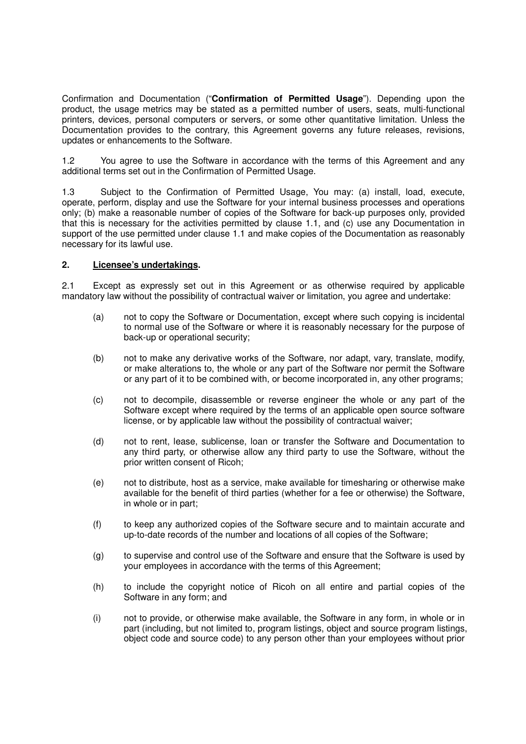Confirmation and Documentation ("**Confirmation of Permitted Usage**"). Depending upon the product, the usage metrics may be stated as a permitted number of users, seats, multi-functional printers, devices, personal computers or servers, or some other quantitative limitation. Unless the Documentation provides to the contrary, this Agreement governs any future releases, revisions, updates or enhancements to the Software.

1.2 You agree to use the Software in accordance with the terms of this Agreement and any additional terms set out in the Confirmation of Permitted Usage.

1.3 Subject to the Confirmation of Permitted Usage, You may: (a) install, load, execute, operate, perform, display and use the Software for your internal business processes and operations only; (b) make a reasonable number of copies of the Software for back-up purposes only, provided that this is necessary for the activities permitted by clause 1.1, and (c) use any Documentation in support of the use permitted under clause 1.1 and make copies of the Documentation as reasonably necessary for its lawful use.

**2. <u>Licensee's undertakings</u>.**

2.1 Except as expressly set out in this Agreement or as otherwise required by applicable mandatory law without the possibility of contractual waiver or limitation, you agree and undertake:

(a) not to copy the Software or Documentation, except where such copying is incidental to normal use of the Software or where it is reasonably necessary for the purpose of back-up or operational security;

(b) not to make any derivative works of the Software, nor adapt, vary, translate, modify, or make alterations to, the whole or any part of the Software nor permit the Software or any part of it to be combined with, or become incorporated in, any other programs;

(c) not to decompile, disassemble or reverse engineer the whole or any part of the Software except where required by the terms of an applicable open source software license, or by applicable law without the possibility of contractual waiver;

(d) not to rent, lease, sublicense, loan or transfer the Software and Documentation to any third party, or otherwise allow any third party to use the Software, without the prior written consent of Ricoh;

(e) not to distribute, host as a service, make available for timesharing or otherwise make available for the benefit of third parties (whether for a fee or otherwise) the Software, in whole or in part;

(f) to keep any authorized copies of the Software secure and to maintain accurate and up-to-date records of the number and locations of all copies of the Software;

(g) to supervise and control use of the Software and ensure that the Software is used by your employees in accordance with the terms of this Agreement;

(h) to include the copyright notice of Ricoh on all entire and partial copies of the Software in any form; and

(i) not to provide, or otherwise make available, the Software in any form, in whole or in part (including, but not limited to, program listings, object and source program listings, object code and source code) to any person other than your employees without prior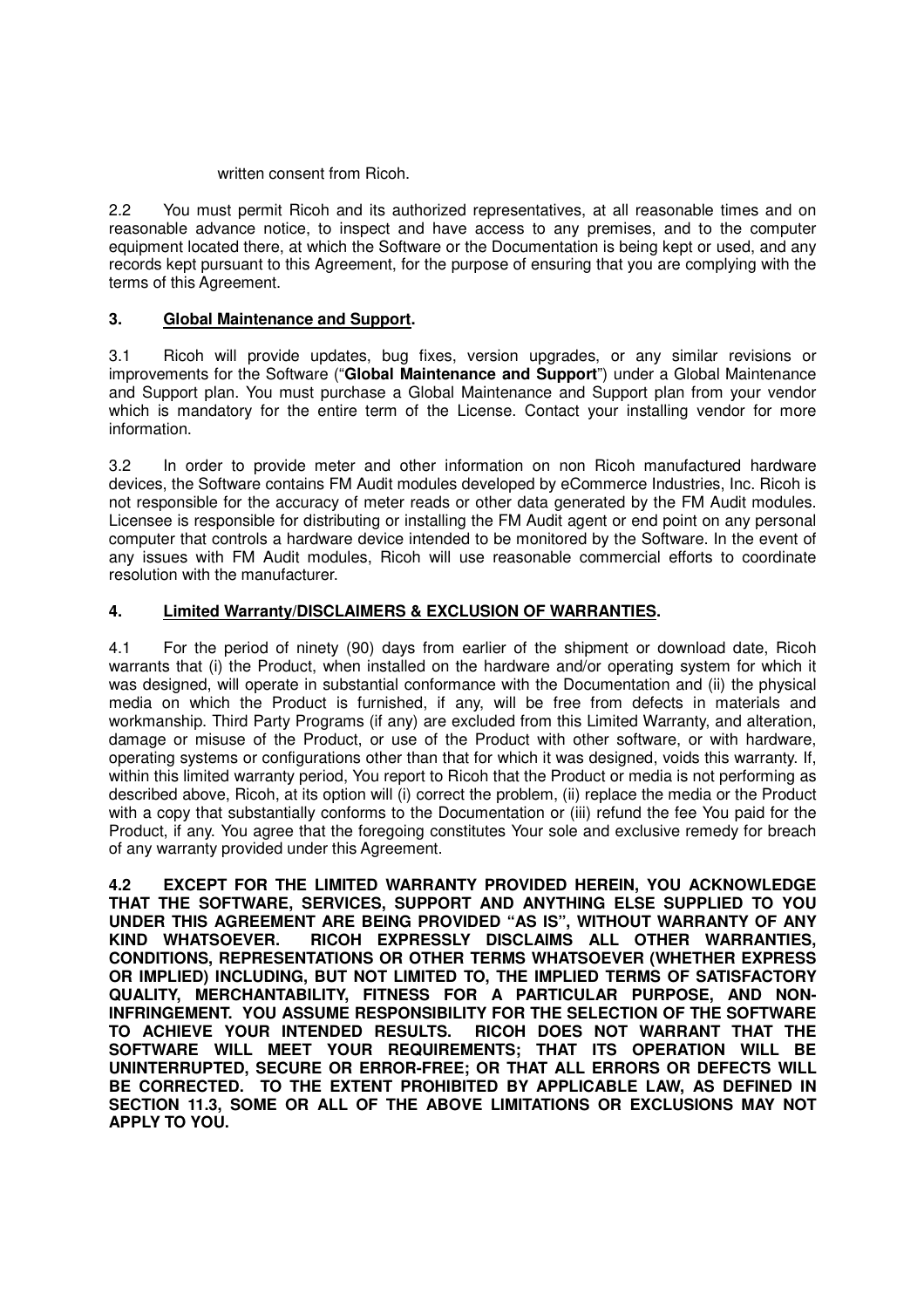written consent from Ricoh.

2.2 You must permit Ricoh and its authorized representatives, at all reasonable times and on reasonable advance notice, to inspect and have access to any premises, and to the computer equipment located there, at which the Software or the Documentation is being kept or used, and any records kept pursuant to this Agreement, for the purpose of ensuring that you are complying with the terms of this Agreement.

**3. <u>Global Maintenance and Support</u>.**

3.1 Ricoh will provide updates, bug fixes, version upgrades, or any similar revisions or improvements for the Software ("**Global Maintenance and Support**") under a Global Maintenance and Support plan. You must purchase a Global Maintenance and Support plan from your vendor which is mandatory for the entire term of the License. Contact your installing vendor for more information.

3.2 In order to provide meter and other information on non Ricoh manufactured hardware devices, the Software contains FM Audit modules developed by eCommerce Industries, Inc. Ricoh is not responsible for the accuracy of meter reads or other data generated by the FM Audit modules. Licensee is responsible for distributing or installing the FM Audit agent or end point on any personal computer that controls a hardware device intended to be monitored by the Software. In the event of any issues with FM Audit modules, Ricoh will use reasonable commercial efforts to coordinate resolution with the manufacturer.

**4. <u>Limited Warranty/DISCLAIMERS & EXCLUSION OF WARRANTIES</u>.**

4.1 For the period of ninety (90) days from earlier of the shipment or download date, Ricoh warrants that (i) the Product, when installed on the hardware and/or operating system for which it was designed, will operate in substantial conformance with the Documentation and (ii) the physical media on which the Product is furnished, if any, will be free from defects in materials and workmanship. Third Party Programs (if any) are excluded from this Limited Warranty, and alteration, damage or misuse of the Product, or use of the Product with other software, or with hardware, operating systems or configurations other than that for which it was designed, voids this warranty. If, within this limited warranty period, You report to Ricoh that the Product or media is not performing as described above, Ricoh, at its option will (i) correct the problem, (ii) replace the media or the Product with a copy that substantially conforms to the Documentation or (iii) refund the fee You paid for the Product, if any. You agree that the foregoing constitutes Your sole and exclusive remedy for breach of any warranty provided under this Agreement.

**4.2 EXCEPT FOR THE LIMITED WARRANTY PROVIDED HEREIN, YOU ACKNOWLEDGE THAT THE SOFTWARE, SERVICES, SUPPORT AND ANYTHING ELSE SUPPLIED TO YOU UNDER THIS AGREEMENT ARE BEING PROVIDED "AS IS", WITHOUT WARRANTY OF ANY KIND WHATSOEVER. RICOH EXPRESSLY DISCLAIMS ALL OTHER WARRANTIES, CONDITIONS, REPRESENTATIONS OR OTHER TERMS WHATSOEVER (WHETHER EXPRESS OR IMPLIED) INCLUDING, BUT NOT LIMITED TO, THE IMPLIED TERMS OF SATISFACTORY QUALITY, MERCHANTABILITY, FITNESS FOR A PARTICULAR PURPOSE, AND NON-INFRINGEMENT. YOU ASSUME RESPONSIBILITY FOR THE SELECTION OF THE SOFTWARE TO ACHIEVE YOUR INTENDED RESULTS. RICOH DOES NOT WARRANT THAT THE SOFTWARE WILL MEET YOUR REQUIREMENTS; THAT ITS OPERATION WILL BE UNINTERRUPTED, SECURE OR ERROR-FREE; OR THAT ALL ERRORS OR DEFECTS WILL BE CORRECTED. TO THE EXTENT PROHIBITED BY APPLICABLE LAW, AS DEFINED IN SECTION 11.3, SOME OR ALL OF THE ABOVE LIMITATIONS OR EXCLUSIONS MAY NOT APPLY TO YOU.**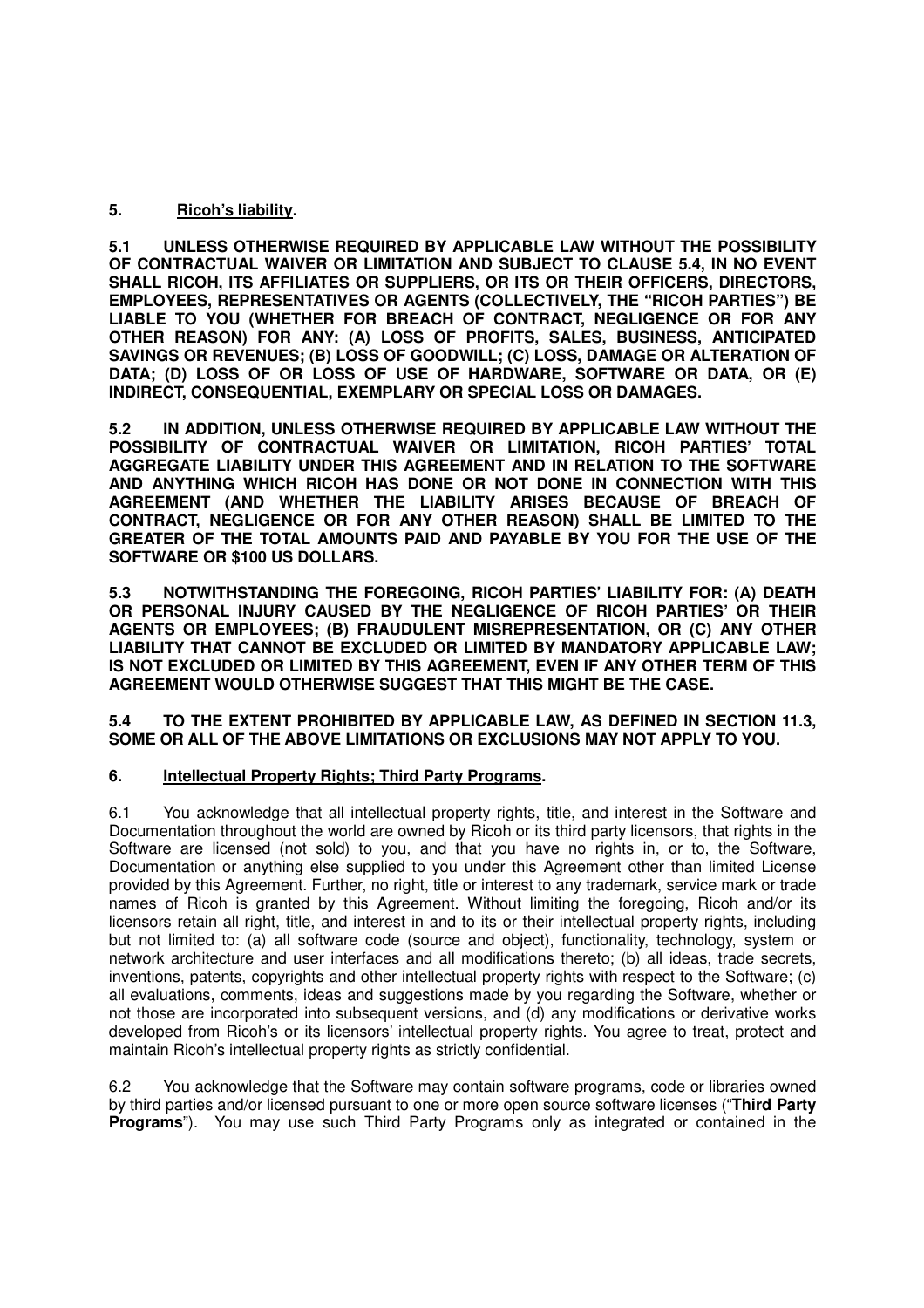## 5. Ricoh's liability.

**5.1 UNLESS OTHERWISE REQUIRED BY APPLICABLE LAW WITHOUT THE POSSIBILITY OF CONTRACTUAL WAIVER OR LIMITATION AND SUBJECT TO CLAUSE 5.4, IN NO EVENT SHALL RICOH, ITS AFFILIATES OR SUPPLIERS, OR ITS OR THEIR OFFICERS, DIRECTORS, EMPLOYEES, REPRESENTATIVES OR AGENTS (COLLECTIVELY, THE "RICOH PARTIES") BE LIABLE TO YOU (WHETHER FOR BREACH OF CONTRACT, NEGLIGENCE OR FOR ANY OTHER REASON) FOR ANY: (A) LOSS OF PROFITS, SALES, BUSINESS, ANTICIPATED SAVINGS OR REVENUES; (B) LOSS OF GOODWILL; (C) LOSS, DAMAGE OR ALTERATION OF DATA; (D) LOSS OF OR LOSS OF USE OF HARDWARE, SOFTWARE OR DATA, OR (E) INDIRECT, CONSEQUENTIAL, EXEMPLARY OR SPECIAL LOSS OR DAMAGES.**

**5.2 IN ADDITION, UNLESS OTHERWISE REQUIRED BY APPLICABLE LAW WITHOUT THE POSSIBILITY OF CONTRACTUAL WAIVER OR LIMITATION, RICOH PARTIES' TOTAL AGGREGATE LIABILITY UNDER THIS AGREEMENT AND IN RELATION TO THE SOFTWARE AND ANYTHING WHICH RICOH HAS DONE OR NOT DONE IN CONNECTION WITH THIS AGREEMENT (AND WHETHER THE LIABILITY ARISES BECAUSE OF BREACH OF CONTRACT, NEGLIGENCE OR FOR ANY OTHER REASON) SHALL BE LIMITED TO THE GREATER OF THE TOTAL AMOUNTS PAID AND PAYABLE BY YOU FOR THE USE OF THE SOFTWARE OR $100 US DOLLARS.**

**5.3 NOTWITHSTANDING THE FOREGOING, RICOH PARTIES' LIABILITY FOR: (A) DEATH OR PERSONAL INJURY CAUSED BY THE NEGLIGENCE OF RICOH PARTIES' OR THEIR AGENTS OR EMPLOYEES; (B) FRAUDULENT MISREPRESENTATION, OR (C) ANY OTHER LIABILITY THAT CANNOT BE EXCLUDED OR LIMITED BY MANDATORY APPLICABLE LAW; IS NOT EXCLUDED OR LIMITED BY THIS AGREEMENT, EVEN IF ANY OTHER TERM OF THIS AGREEMENT WOULD OTHERWISE SUGGEST THAT THIS MIGHT BE THE CASE.**

**5.4 TO THE EXTENT PROHIBITED BY APPLICABLE LAW, AS DEFINED IN SECTION 11.3, SOME OR ALL OF THE ABOVE LIMITATIONS OR EXCLUSIONS MAY NOT APPLY TO YOU.**

## 6. Intellectual Property Rights; Third Party Programs.

6.1 You acknowledge that all intellectual property rights, title, and interest in the Software and Documentation throughout the world are owned by Ricoh or its third party licensors, that rights in the Software are licensed (not sold) to you, and that you have no rights in, or to, the Software, Documentation or anything else supplied to you under this Agreement other than limited License provided by this Agreement. Further, no right, title or interest to any trademark, service mark or trade names of Ricoh is granted by this Agreement. Without limiting the foregoing, Ricoh and/or its licensors retain all right, title, and interest in and to its or their intellectual property rights, including but not limited to: (a) all software code (source and object), functionality, technology, system or network architecture and user interfaces and all modifications thereto; (b) all ideas, trade secrets, inventions, patents, copyrights and other intellectual property rights with respect to the Software; (c) all evaluations, comments, ideas and suggestions made by you regarding the Software, whether or not those are incorporated into subsequent versions, and (d) any modifications or derivative works developed from Ricoh's or its licensors' intellectual property rights. You agree to treat, protect and maintain Ricoh's intellectual property rights as strictly confidential.

6.2 You acknowledge that the Software may contain software programs, code or libraries owned by third parties and/or licensed pursuant to one or more open source software licenses ("**Third Party Programs**"). You may use such Third Party Programs only as integrated or contained in the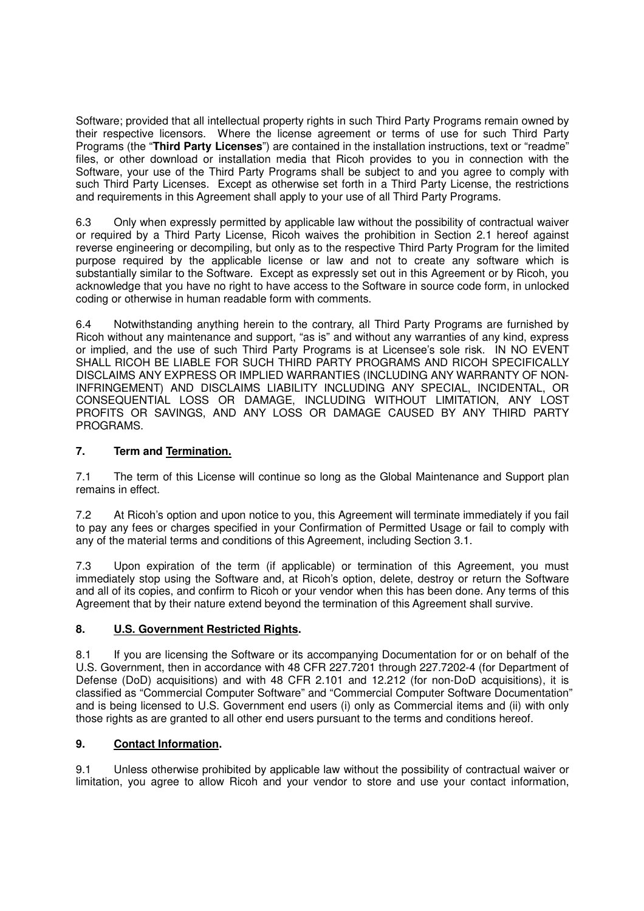Software; provided that all intellectual property rights in such Third Party Programs remain owned by their respective licensors. Where the license agreement or terms of use for such Third Party Programs (the "**Third Party Licenses**") are contained in the installation instructions, text or "readme" files, or other download or installation media that Ricoh provides to you in connection with the Software, your use of the Third Party Programs shall be subject to and you agree to comply with such Third Party Licenses. Except as otherwise set forth in a Third Party License, the restrictions and requirements in this Agreement shall apply to your use of all Third Party Programs.

6.3 Only when expressly permitted by applicable law without the possibility of contractual waiver or required by a Third Party License, Ricoh waives the prohibition in Section 2.1 hereof against reverse engineering or decompiling, but only as to the respective Third Party Program for the limited purpose required by the applicable license or law and not to create any software which is substantially similar to the Software. Except as expressly set out in this Agreement or by Ricoh, you acknowledge that you have no right to have access to the Software in source code form, in unlocked coding or otherwise in human readable form with comments.

6.4 Notwithstanding anything herein to the contrary, all Third Party Programs are furnished by Ricoh without any maintenance and support, "as is" and without any warranties of any kind, express or implied, and the use of such Third Party Programs is at Licensee's sole risk. IN NO EVENT SHALL RICOH BE LIABLE FOR SUCH THIRD PARTY PROGRAMS AND RICOH SPECIFICALLY DISCLAIMS ANY EXPRESS OR IMPLIED WARRANTIES (INCLUDING ANY WARRANTY OF NON-INFRINGEMENT) AND DISCLAIMS LIABILITY INCLUDING ANY SPECIAL, INCIDENTAL, OR CONSEQUENTIAL LOSS OR DAMAGE, INCLUDING WITHOUT LIMITATION, ANY LOST PROFITS OR SAVINGS, AND ANY LOSS OR DAMAGE CAUSED BY ANY THIRD PARTY PROGRAMS.

## 7. Term and Termination.

7.1 The term of this License will continue so long as the Global Maintenance and Support plan remains in effect.

7.2 At Ricoh's option and upon notice to you, this Agreement will terminate immediately if you fail to pay any fees or charges specified in your Confirmation of Permitted Usage or fail to comply with any of the material terms and conditions of this Agreement, including Section 3.1.

7.3 Upon expiration of the term (if applicable) or termination of this Agreement, you must immediately stop using the Software and, at Ricoh's option, delete, destroy or return the Software and all of its copies, and confirm to Ricoh or your vendor when this has been done. Any terms of this Agreement that by their nature extend beyond the termination of this Agreement shall survive.

## 8. U.S. Government Restricted Rights.

8.1 If you are licensing the Software or its accompanying Documentation for or on behalf of the U.S. Government, then in accordance with 48 CFR 227.7201 through 227.7202-4 (for Department of Defense (DoD) acquisitions) and with 48 CFR 2.101 and 12.212 (for non-DoD acquisitions), it is classified as "Commercial Computer Software" and "Commercial Computer Software Documentation" and is being licensed to U.S. Government end users (i) only as Commercial items and (ii) with only those rights as are granted to all other end users pursuant to the terms and conditions hereof.

## 9. Contact Information.

9.1 Unless otherwise prohibited by applicable law without the possibility of contractual waiver or limitation, you agree to allow Ricoh and your vendor to store and use your contact information,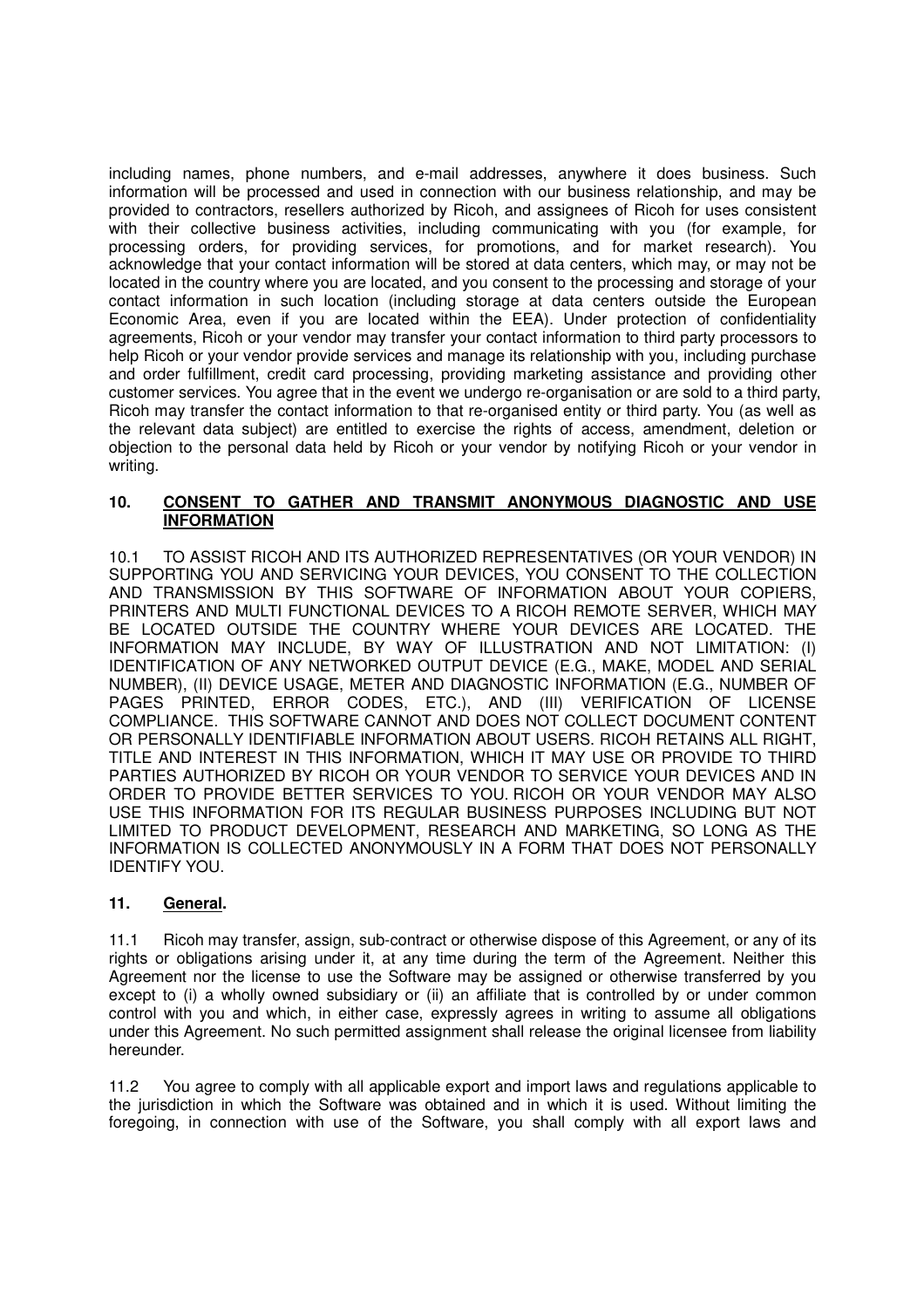including names, phone numbers, and e-mail addresses, anywhere it does business. Such information will be processed and used in connection with our business relationship, and may be provided to contractors, resellers authorized by Ricoh, and assignees of Ricoh for uses consistent with their collective business activities, including communicating with you (for example, for processing orders, for providing services, for promotions, and for market research). You acknowledge that your contact information will be stored at data centers, which may, or may not be located in the country where you are located, and you consent to the processing and storage of your contact information in such location (including storage at data centers outside the European Economic Area, even if you are located within the EEA). Under protection of confidentiality agreements, Ricoh or your vendor may transfer your contact information to third party processors to help Ricoh or your vendor provide services and manage its relationship with you, including purchase and order fulfillment, credit card processing, providing marketing assistance and providing other customer services. You agree that in the event we undergo re-organisation or are sold to a third party, Ricoh may transfer the contact information to that re-organised entity or third party. You (as well as the relevant data subject) are entitled to exercise the rights of access, amendment, deletion or objection to the personal data held by Ricoh or your vendor by notifying Ricoh or your vendor in writing.

## 10. CONSENT TO GATHER AND TRANSMIT ANONYMOUS DIAGNOSTIC AND USE INFORMATION

10.1 TO ASSIST RICOH AND ITS AUTHORIZED REPRESENTATIVES (OR YOUR VENDOR) IN SUPPORTING YOU AND SERVICING YOUR DEVICES, YOU CONSENT TO THE COLLECTION AND TRANSMISSION BY THIS SOFTWARE OF INFORMATION ABOUT YOUR COPIERS, PRINTERS AND MULTI FUNCTIONAL DEVICES TO A RICOH REMOTE SERVER, WHICH MAY BE LOCATED OUTSIDE THE COUNTRY WHERE YOUR DEVICES ARE LOCATED. THE INFORMATION MAY INCLUDE, BY WAY OF ILLUSTRATION AND NOT LIMITATION: (I) IDENTIFICATION OF ANY NETWORKED OUTPUT DEVICE (E.G., MAKE, MODEL AND SERIAL NUMBER), (II) DEVICE USAGE, METER AND DIAGNOSTIC INFORMATION (E.G., NUMBER OF PAGES PRINTED, ERROR CODES, ETC.), AND (III) VERIFICATION OF LICENSE COMPLIANCE. THIS SOFTWARE CANNOT AND DOES NOT COLLECT DOCUMENT CONTENT OR PERSONALLY IDENTIFIABLE INFORMATION ABOUT USERS. RICOH RETAINS ALL RIGHT, TITLE AND INTEREST IN THIS INFORMATION, WHICH IT MAY USE OR PROVIDE TO THIRD PARTIES AUTHORIZED BY RICOH OR YOUR VENDOR TO SERVICE YOUR DEVICES AND IN ORDER TO PROVIDE BETTER SERVICES TO YOU. RICOH OR YOUR VENDOR MAY ALSO USE THIS INFORMATION FOR ITS REGULAR BUSINESS PURPOSES INCLUDING BUT NOT LIMITED TO PRODUCT DEVELOPMENT, RESEARCH AND MARKETING, SO LONG AS THE INFORMATION IS COLLECTED ANONYMOUSLY IN A FORM THAT DOES NOT PERSONALLY IDENTIFY YOU.

## 11. General.

11.1 Ricoh may transfer, assign, sub-contract or otherwise dispose of this Agreement, or any of its rights or obligations arising under it, at any time during the term of the Agreement. Neither this Agreement nor the license to use the Software may be assigned or otherwise transferred by you except to (i) a wholly owned subsidiary or (ii) an affiliate that is controlled by or under common control with you and which, in either case, expressly agrees in writing to assume all obligations under this Agreement. No such permitted assignment shall release the original licensee from liability hereunder.

11.2 You agree to comply with all applicable export and import laws and regulations applicable to the jurisdiction in which the Software was obtained and in which it is used. Without limiting the foregoing, in connection with use of the Software, you shall comply with all export laws and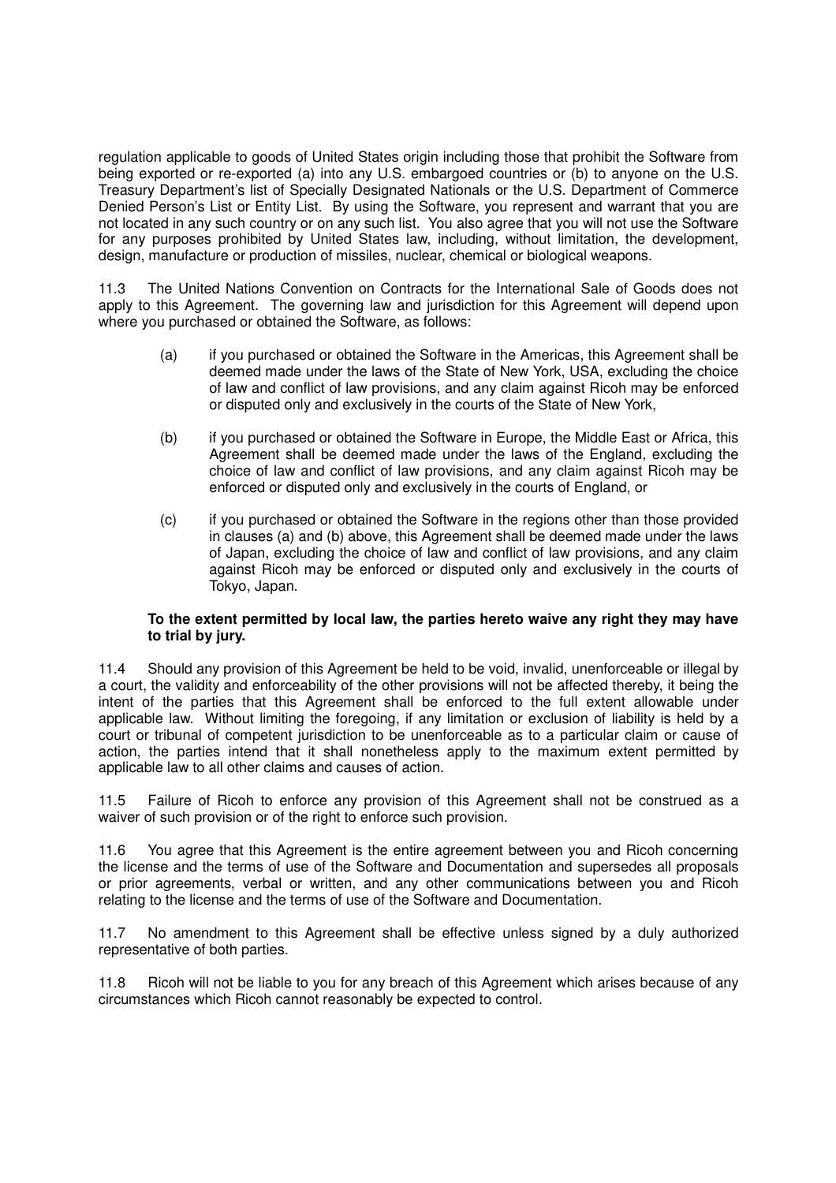regulation applicable to goods of United States origin including those that prohibit the Software from being exported or re-exported (a) into any U.S. embargoed countries or (b) to anyone on the U.S. Treasury Department's list of Specially Designated Nationals or the U.S. Department of Commerce Denied Person's List or Entity List. By using the Software, you represent and warrant that you are not located in any such country or on any such list. You also agree that you will not use the Software for any purposes prohibited by United States law, including, without limitation, the development, design, manufacture or production of missiles, nuclear, chemical or biological weapons.

11.3 The United Nations Convention on Contracts for the International Sale of Goods does not apply to this Agreement. The governing law and jurisdiction for this Agreement will depend upon where you purchased or obtained the Software, as follows:

(a) if you purchased or obtained the Software in the Americas, this Agreement shall be deemed made under the laws of the State of New York, USA, excluding the choice of law and conflict of law provisions, and any claim against Ricoh may be enforced or disputed only and exclusively in the courts of the State of New York,

(b) if you purchased or obtained the Software in Europe, the Middle East or Africa, this Agreement shall be deemed made under the laws of the England, excluding the choice of law and conflict of law provisions, and any claim against Ricoh may be enforced or disputed only and exclusively in the courts of England, or

(c) if you purchased or obtained the Software in the regions other than those provided in clauses (a) and (b) above, this Agreement shall be deemed made under the laws of Japan, excluding the choice of law and conflict of law provisions, and any claim against Ricoh may be enforced or disputed only and exclusively in the courts of Tokyo, Japan.

**To the extent permitted by local law, the parties hereto waive any right they may have to trial by jury.**

11.4 Should any provision of this Agreement be held to be void, invalid, unenforceable or illegal by a court, the validity and enforceability of the other provisions will not be affected thereby, it being the intent of the parties that this Agreement shall be enforced to the full extent allowable under applicable law. Without limiting the foregoing, if any limitation or exclusion of liability is held by a court or tribunal of competent jurisdiction to be unenforceable as to a particular claim or cause of action, the parties intend that it shall nonetheless apply to the maximum extent permitted by applicable law to all other claims and causes of action.

11.5 Failure of Ricoh to enforce any provision of this Agreement shall not be construed as a waiver of such provision or of the right to enforce such provision.

11.6 You agree that this Agreement is the entire agreement between you and Ricoh concerning the license and the terms of use of the Software and Documentation and supersedes all proposals or prior agreements, verbal or written, and any other communications between you and Ricoh relating to the license and the terms of use of the Software and Documentation.

11.7 No amendment to this Agreement shall be effective unless signed by a duly authorized representative of both parties.

11.8 Ricoh will not be liable to you for any breach of this Agreement which arises because of any circumstances which Ricoh cannot reasonably be expected to control.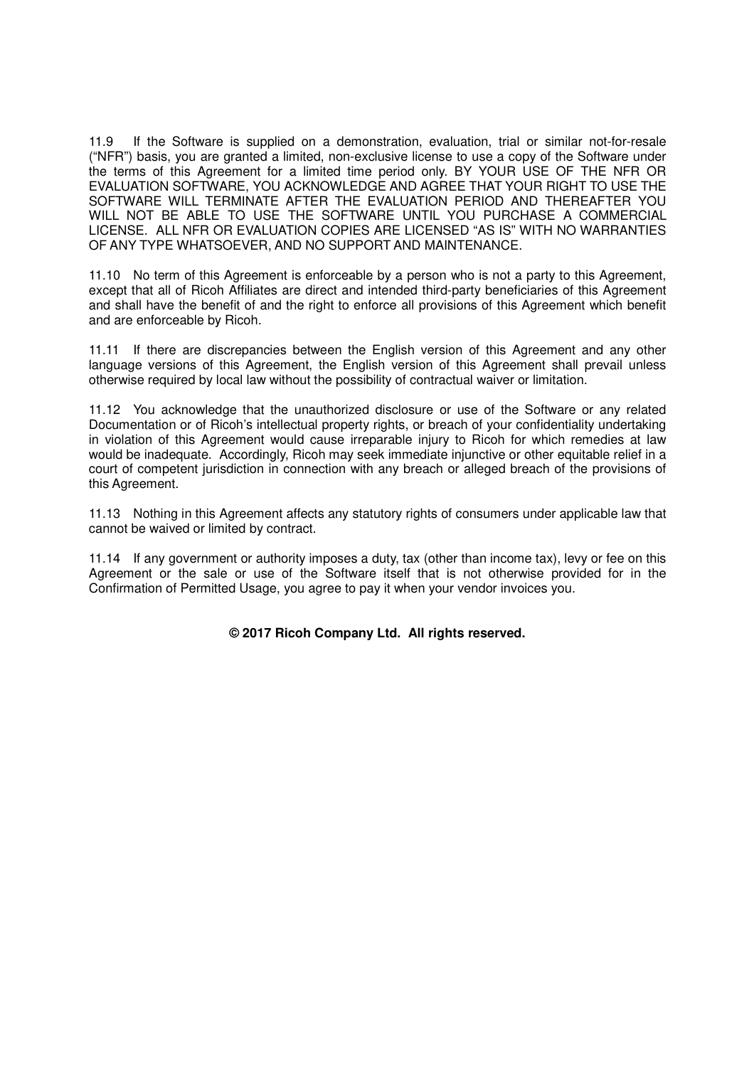11.9 If the Software is supplied on a demonstration, evaluation, trial or similar not-for-resale ("NFR") basis, you are granted a limited, non-exclusive license to use a copy of the Software under the terms of this Agreement for a limited time period only. BY YOUR USE OF THE NFR OR EVALUATION SOFTWARE, YOU ACKNOWLEDGE AND AGREE THAT YOUR RIGHT TO USE THE SOFTWARE WILL TERMINATE AFTER THE EVALUATION PERIOD AND THEREAFTER YOU WILL NOT BE ABLE TO USE THE SOFTWARE UNTIL YOU PURCHASE A COMMERCIAL LICENSE. ALL NFR OR EVALUATION COPIES ARE LICENSED "AS IS" WITH NO WARRANTIES OF ANY TYPE WHATSOEVER, AND NO SUPPORT AND MAINTENANCE.

11.10 No term of this Agreement is enforceable by a person who is not a party to this Agreement, except that all of Ricoh Affiliates are direct and intended third-party beneficiaries of this Agreement and shall have the benefit of and the right to enforce all provisions of this Agreement which benefit and are enforceable by Ricoh.

11.11 If there are discrepancies between the English version of this Agreement and any other language versions of this Agreement, the English version of this Agreement shall prevail unless otherwise required by local law without the possibility of contractual waiver or limitation.

11.12 You acknowledge that the unauthorized disclosure or use of the Software or any related Documentation or of Ricoh's intellectual property rights, or breach of your confidentiality undertaking in violation of this Agreement would cause irreparable injury to Ricoh for which remedies at law would be inadequate. Accordingly, Ricoh may seek immediate injunctive or other equitable relief in a court of competent jurisdiction in connection with any breach or alleged breach of the provisions of this Agreement.

11.13 Nothing in this Agreement affects any statutory rights of consumers under applicable law that cannot be waived or limited by contract.

11.14 If any government or authority imposes a duty, tax (other than income tax), levy or fee on this Agreement or the sale or use of the Software itself that is not otherwise provided for in the Confirmation of Permitted Usage, you agree to pay it when your vendor invoices you.

**© 2017 Ricoh Company Ltd. All rights reserved.**